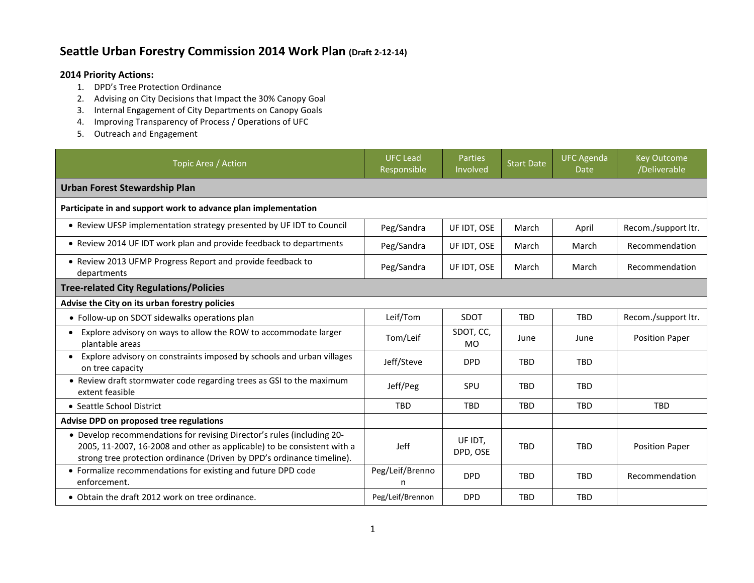# Seattle Urban Forestry Commission 2014 Work Plan (Draft 2-12-14)

**2014 Priority Actions:**

1. DPD's Tree Protection Ordinance
2. Advising on City Decisions that Impact the 30% Canopy Goal
3. Internal Engagement of City Departments on Canopy Goals
4. Improving Transparency of Process / Operations of UFC
5. Outreach and Engagement

| Topic Area / Action | UFC Lead Responsible | Parties Involved | Start Date | UFC Agenda Date | Key Outcome /Deliverable |
|---|---|---|---|---|---|
| **Urban Forest Stewardship Plan** | | | | | |
| **Participate in and support work to advance plan implementation** | | | | | |
| • Review UFSP implementation strategy presented by UF IDT to Council | Peg/Sandra | UF IDT, OSE | March | April | Recom./support ltr. |
| • Review 2014 UF IDT work plan and provide feedback to departments | Peg/Sandra | UF IDT, OSE | March | March | Recommendation |
| • Review 2013 UFMP Progress Report and provide feedback to departments | Peg/Sandra | UF IDT, OSE | March | March | Recommendation |
| **Tree-related City Regulations/Policies** | | | | | |
| **Advise the City on its urban forestry policies** | | | | | |
| • Follow-up on SDOT sidewalks operations plan | Leif/Tom | SDOT | TBD | TBD | Recom./support ltr. |
| • Explore advisory on ways to allow the ROW to accommodate larger plantable areas | Tom/Leif | SDOT, CC, MO | June | June | Position Paper |
| • Explore advisory on constraints imposed by schools and urban villages on tree capacity | Jeff/Steve | DPD | TBD | TBD | |
| • Review draft stormwater code regarding trees as GSI to the maximum extent feasible | Jeff/Peg | SPU | TBD | TBD | |
| • Seattle School District | TBD | TBD | TBD | TBD | TBD |
| **Advise DPD on proposed tree regulations** | | | | | |
| • Develop recommendations for revising Director's rules (including 20-2005, 11-2007, 16-2008 and other as applicable) to be consistent with a strong tree protection ordinance (Driven by DPD's ordinance timeline). | Jeff | UF IDT, DPD, OSE | TBD | TBD | Position Paper |
| • Formalize recommendations for existing and future DPD code enforcement. | Peg/Leif/Brennon | DPD | TBD | TBD | Recommendation |
| • Obtain the draft 2012 work on tree ordinance. | Peg/Leif/Brennon | DPD | TBD | TBD | |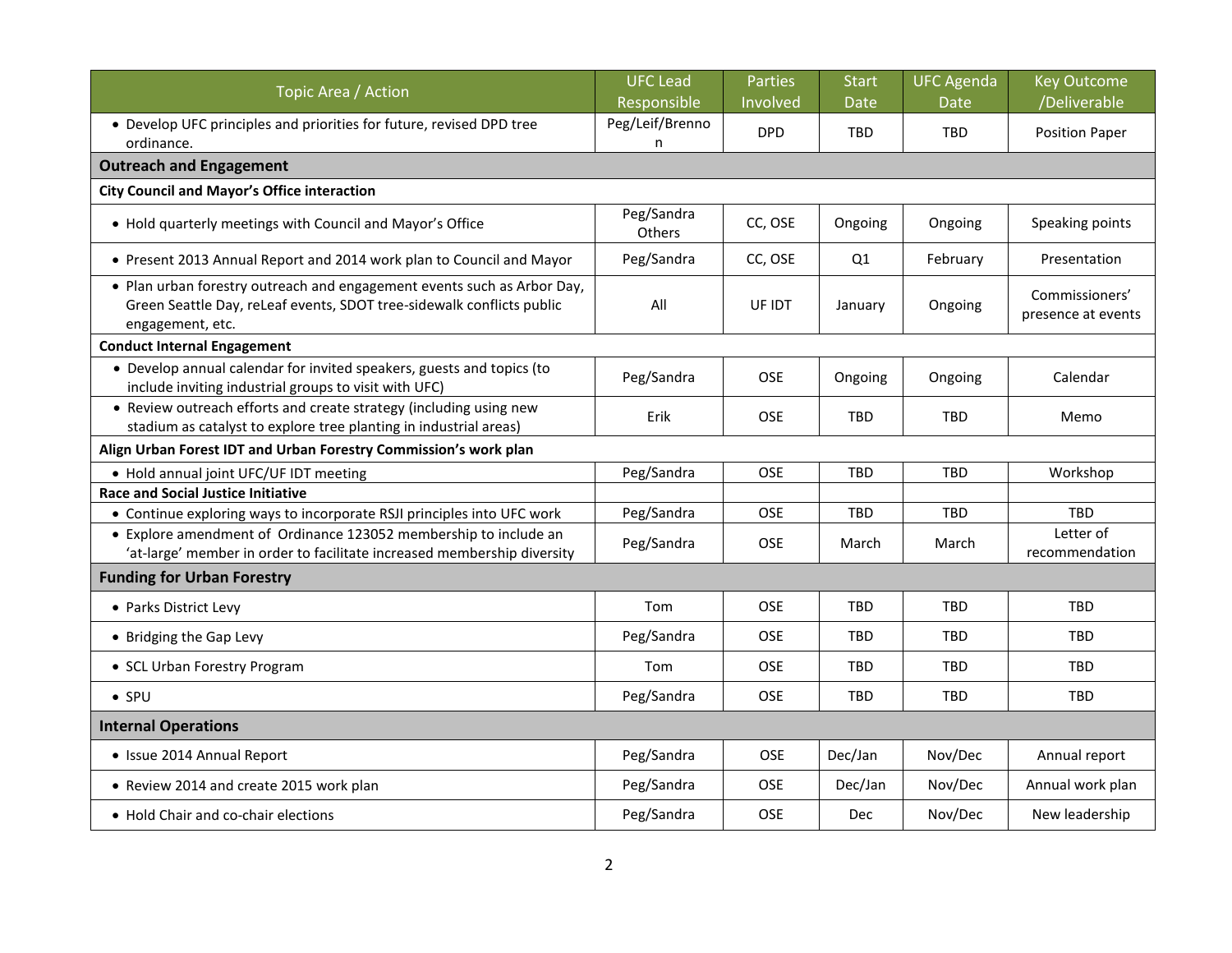| Topic Area / Action | UFC Lead Responsible | Parties Involved | Start Date | UFC Agenda Date | Key Outcome /Deliverable |
|---|---|---|---|---|---|
| • Develop UFC principles and priorities for future, revised DPD tree ordinance. | Peg/Leif/Brennon | DPD | TBD | TBD | Position Paper |
| **Outreach and Engagement** | | | | | |
| **City Council and Mayor's Office interaction** | | | | | |
| • Hold quarterly meetings with Council and Mayor's Office | Peg/Sandra Others | CC, OSE | Ongoing | Ongoing | Speaking points |
| • Present 2013 Annual Report and 2014 work plan to Council and Mayor | Peg/Sandra | CC, OSE | Q1 | February | Presentation |
| • Plan urban forestry outreach and engagement events such as Arbor Day, Green Seattle Day, reLeaf events, SDOT tree-sidewalk conflicts public engagement, etc. | All | UF IDT | January | Ongoing | Commissioners' presence at events |
| **Conduct Internal Engagement** | | | | | |
| • Develop annual calendar for invited speakers, guests and topics (to include inviting industrial groups to visit with UFC) | Peg/Sandra | OSE | Ongoing | Ongoing | Calendar |
| • Review outreach efforts and create strategy (including using new stadium as catalyst to explore tree planting in industrial areas) | Erik | OSE | TBD | TBD | Memo |
| **Align Urban Forest IDT and Urban Forestry Commission's work plan** | | | | | |
| • Hold annual joint UFC/UF IDT meeting | Peg/Sandra | OSE | TBD | TBD | Workshop |
| **Race and Social Justice Initiative** | | | | | |
| • Continue exploring ways to incorporate RSJI principles into UFC work | Peg/Sandra | OSE | TBD | TBD | TBD |
| • Explore amendment of Ordinance 123052 membership to include an 'at-large' member in order to facilitate increased membership diversity | Peg/Sandra | OSE | March | March | Letter of recommendation |
| **Funding for Urban Forestry** | | | | | |
| • Parks District Levy | Tom | OSE | TBD | TBD | TBD |
| • Bridging the Gap Levy | Peg/Sandra | OSE | TBD | TBD | TBD |
| • SCL Urban Forestry Program | Tom | OSE | TBD | TBD | TBD |
| • SPU | Peg/Sandra | OSE | TBD | TBD | TBD |
| **Internal Operations** | | | | | |
| • Issue 2014 Annual Report | Peg/Sandra | OSE | Dec/Jan | Nov/Dec | Annual report |
| • Review 2014 and create 2015 work plan | Peg/Sandra | OSE | Dec/Jan | Nov/Dec | Annual work plan |
| • Hold Chair and co-chair elections | Peg/Sandra | OSE | Dec | Nov/Dec | New leadership |